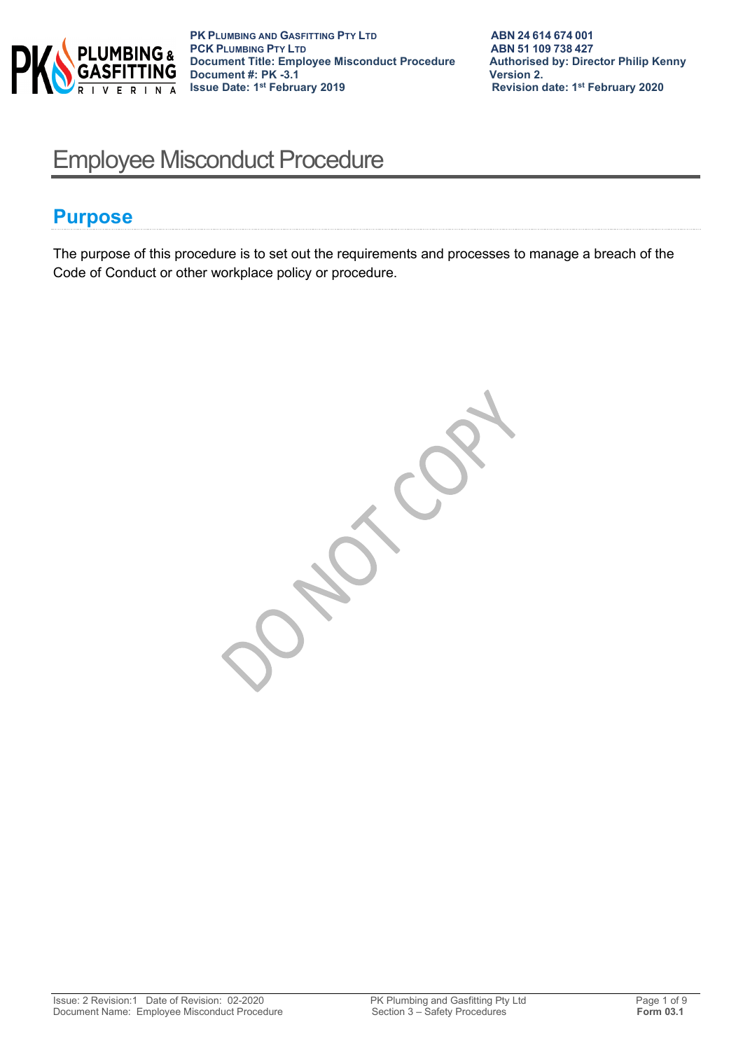# Employee Misconduct Procedure

## Purpose

The purpose of this procedure is to set out the requirements and processes to manage a breach of the Code of Conduct or other workplace policy or procedure.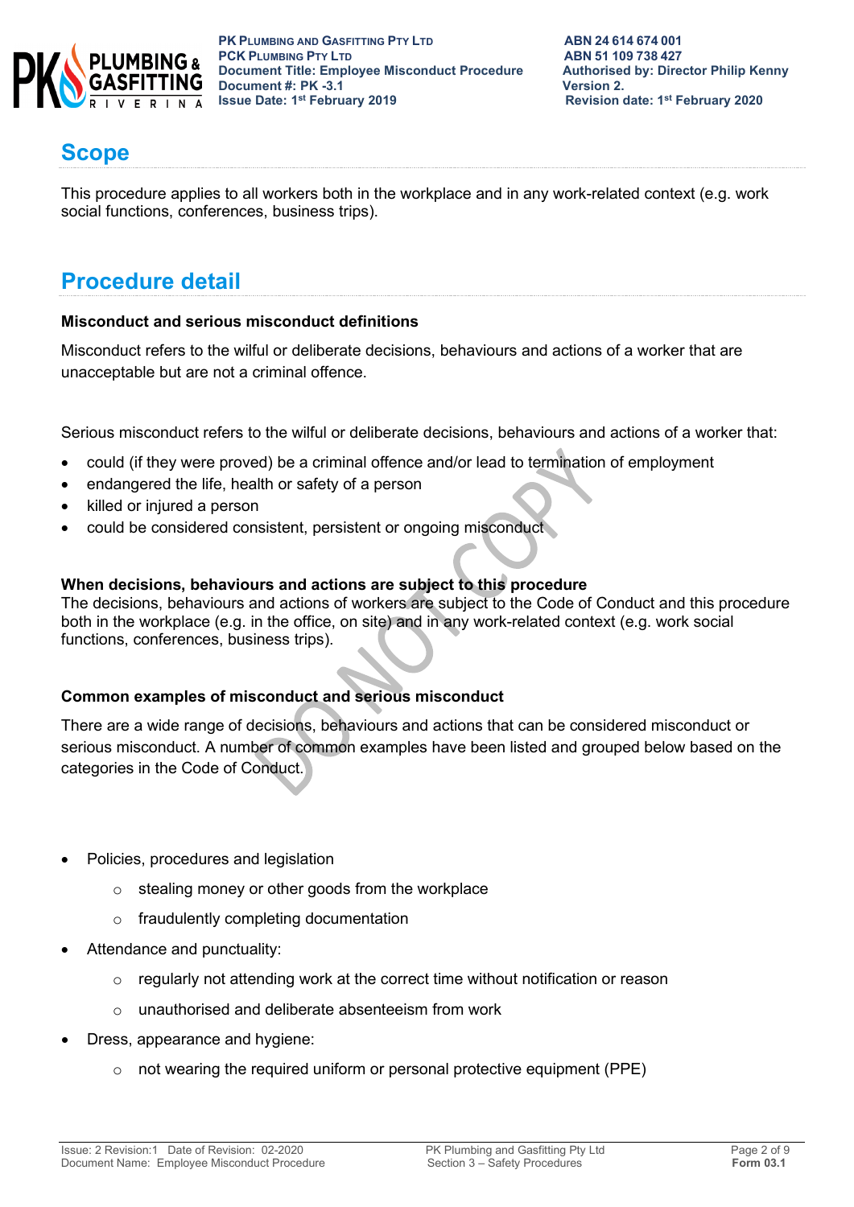## Scope

This procedure applies to all workers both in the workplace and in any work-related context (e.g. work social functions, conferences, business trips).

## Procedure detail

### Misconduct and serious misconduct definitions

Misconduct refers to the wilful or deliberate decisions, behaviours and actions of a worker that are unacceptable but are not a criminal offence.

Serious misconduct refers to the wilful or deliberate decisions, behaviours and actions of a worker that:

- could (if they were proved) be a criminal offence and/or lead to termination of employment
- endangered the life, health or safety of a person
- killed or injured a person
- could be considered consistent, persistent or ongoing misconduct

### When decisions, behaviours and actions are subject to this procedure

The decisions, behaviours and actions of workers are subject to the Code of Conduct and this procedure both in the workplace (e.g. in the office, on site) and in any work-related context (e.g. work social functions, conferences, business trips).

### Common examples of misconduct and serious misconduct

There are a wide range of decisions, behaviours and actions that can be considered misconduct or serious misconduct. A number of common examples have been listed and grouped below based on the categories in the Code of Conduct.

- Policies, procedures and legislation
  - stealing money or other goods from the workplace
  - fraudulently completing documentation
- Attendance and punctuality:
  - regularly not attending work at the correct time without notification or reason
  - unauthorised and deliberate absenteeism from work
- Dress, appearance and hygiene:
  - not wearing the required uniform or personal protective equipment (PPE)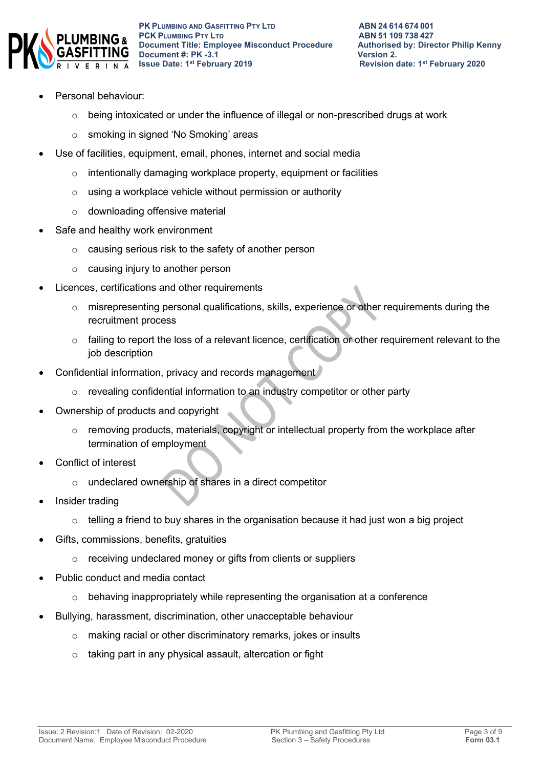- Personal behaviour:
  - being intoxicated or under the influence of illegal or non-prescribed drugs at work
  - smoking in signed 'No Smoking' areas
- Use of facilities, equipment, email, phones, internet and social media
  - intentionally damaging workplace property, equipment or facilities
  - using a workplace vehicle without permission or authority
  - downloading offensive material
- Safe and healthy work environment
  - causing serious risk to the safety of another person
  - causing injury to another person
- Licences, certifications and other requirements
  - misrepresenting personal qualifications, skills, experience or other requirements during the recruitment process
  - failing to report the loss of a relevant licence, certification or other requirement relevant to the job description
- Confidential information, privacy and records management
  - revealing confidential information to an industry competitor or other party
- Ownership of products and copyright
  - removing products, materials, copyright or intellectual property from the workplace after termination of employment
- Conflict of interest
  - undeclared ownership of shares in a direct competitor
- Insider trading
  - telling a friend to buy shares in the organisation because it had just won a big project
- Gifts, commissions, benefits, gratuities
  - receiving undeclared money or gifts from clients or suppliers
- Public conduct and media contact
  - behaving inappropriately while representing the organisation at a conference
- Bullying, harassment, discrimination, other unacceptable behaviour
  - making racial or other discriminatory remarks, jokes or insults
  - taking part in any physical assault, altercation or fight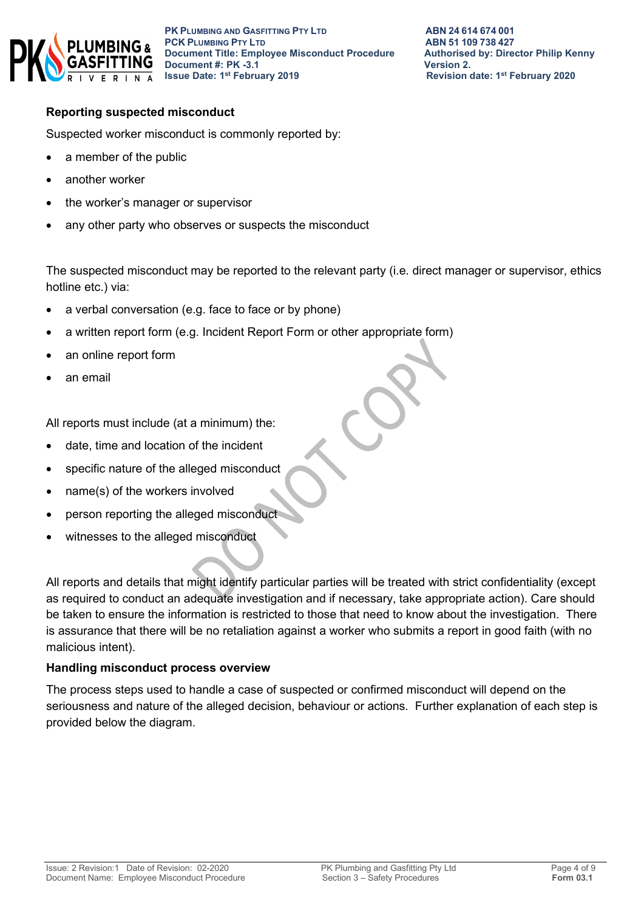**Reporting suspected misconduct**

Suspected worker misconduct is commonly reported by:

- a member of the public
- another worker
- the worker's manager or supervisor
- any other party who observes or suspects the misconduct

The suspected misconduct may be reported to the relevant party (i.e. direct manager or supervisor, ethics hotline etc.) via:

- a verbal conversation (e.g. face to face or by phone)
- a written report form (e.g. Incident Report Form or other appropriate form)
- an online report form
- an email

All reports must include (at a minimum) the:

- date, time and location of the incident
- specific nature of the alleged misconduct
- name(s) of the workers involved
- person reporting the alleged misconduct
- witnesses to the alleged misconduct

All reports and details that might identify particular parties will be treated with strict confidentiality (except as required to conduct an adequate investigation and if necessary, take appropriate action). Care should be taken to ensure the information is restricted to those that need to know about the investigation. There is assurance that there will be no retaliation against a worker who submits a report in good faith (with no malicious intent).

**Handling misconduct process overview**

The process steps used to handle a case of suspected or confirmed misconduct will depend on the seriousness and nature of the alleged decision, behaviour or actions. Further explanation of each step is provided below the diagram.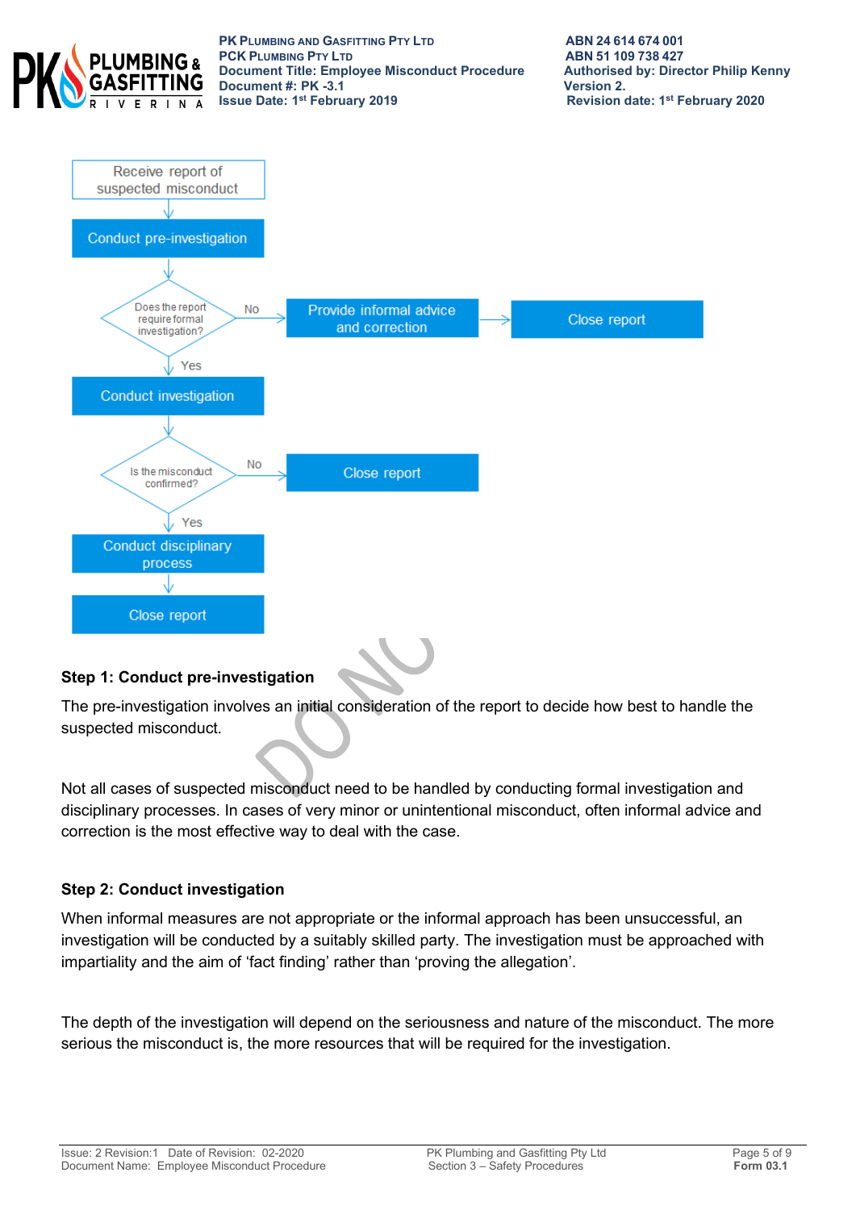Receive report of suspected misconduct → Conduct pre-investigation → Does the report require formal investigation?
- No → Provide informal advice and correction → Close report
- Yes → Conduct investigation → Is the misconduct confirmed?
  - No → Close report
  - Yes → Conduct disciplinary process → Close report

### Step 1: Conduct pre-investigation

The pre-investigation involves an initial consideration of the report to decide how best to handle the suspected misconduct.

Not all cases of suspected misconduct need to be handled by conducting formal investigation and disciplinary processes. In cases of very minor or unintentional misconduct, often informal advice and correction is the most effective way to deal with the case.

### Step 2: Conduct investigation

When informal measures are not appropriate or the informal approach has been unsuccessful, an investigation will be conducted by a suitably skilled party. The investigation must be approached with impartiality and the aim of 'fact finding' rather than 'proving the allegation'.

The depth of the investigation will depend on the seriousness and nature of the misconduct. The more serious the misconduct is, the more resources that will be required for the investigation.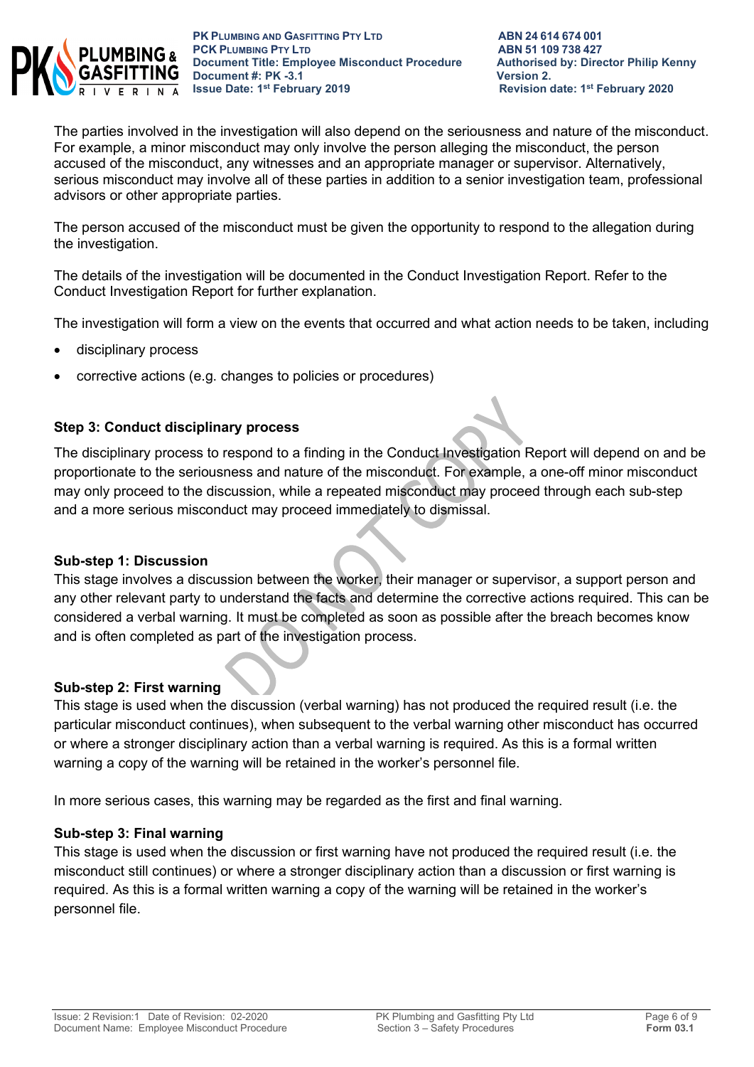The parties involved in the investigation will also depend on the seriousness and nature of the misconduct. For example, a minor misconduct may only involve the person alleging the misconduct, the person accused of the misconduct, any witnesses and an appropriate manager or supervisor. Alternatively, serious misconduct may involve all of these parties in addition to a senior investigation team, professional advisors or other appropriate parties.

The person accused of the misconduct must be given the opportunity to respond to the allegation during the investigation.

The details of the investigation will be documented in the Conduct Investigation Report. Refer to the Conduct Investigation Report for further explanation.

The investigation will form a view on the events that occurred and what action needs to be taken, including

- disciplinary process
- corrective actions (e.g. changes to policies or procedures)

**Step 3: Conduct disciplinary process**

The disciplinary process to respond to a finding in the Conduct Investigation Report will depend on and be proportionate to the seriousness and nature of the misconduct. For example, a one-off minor misconduct may only proceed to the discussion, while a repeated misconduct may proceed through each sub-step and a more serious misconduct may proceed immediately to dismissal.

**Sub-step 1: Discussion**

This stage involves a discussion between the worker, their manager or supervisor, a support person and any other relevant party to understand the facts and determine the corrective actions required. This can be considered a verbal warning. It must be completed as soon as possible after the breach becomes know and is often completed as part of the investigation process.

**Sub-step 2: First warning**

This stage is used when the discussion (verbal warning) has not produced the required result (i.e. the particular misconduct continues), when subsequent to the verbal warning other misconduct has occurred or where a stronger disciplinary action than a verbal warning is required. As this is a formal written warning a copy of the warning will be retained in the worker's personnel file.

In more serious cases, this warning may be regarded as the first and final warning.

**Sub-step 3: Final warning**

This stage is used when the discussion or first warning have not produced the required result (i.e. the misconduct still continues) or where a stronger disciplinary action than a discussion or first warning is required. As this is a formal written warning a copy of the warning will be retained in the worker's personnel file.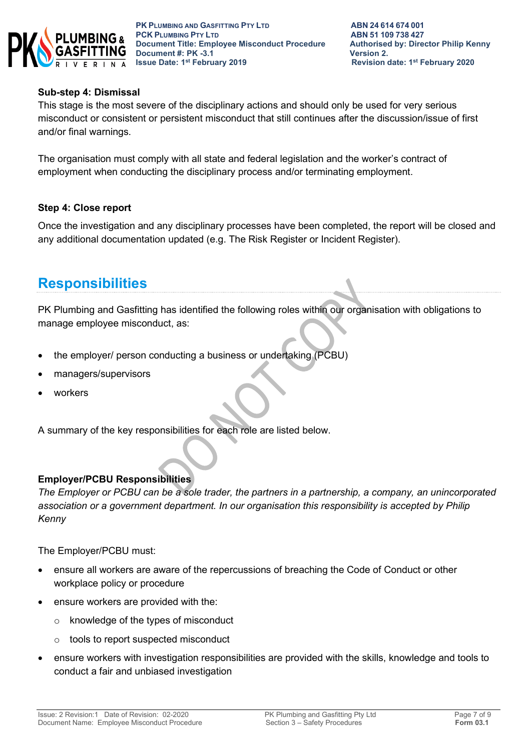**Sub-step 4: Dismissal**

This stage is the most severe of the disciplinary actions and should only be used for very serious misconduct or consistent or persistent misconduct that still continues after the discussion/issue of first and/or final warnings.

The organisation must comply with all state and federal legislation and the worker's contract of employment when conducting the disciplinary process and/or terminating employment.

**Step 4: Close report**

Once the investigation and any disciplinary processes have been completed, the report will be closed and any additional documentation updated (e.g. The Risk Register or Incident Register).

## Responsibilities

PK Plumbing and Gasfitting has identified the following roles within our organisation with obligations to manage employee misconduct, as:

- the employer/ person conducting a business or undertaking (PCBU)
- managers/supervisors
- workers

A summary of the key responsibilities for each role are listed below.

**Employer/PCBU Responsibilities**

*The Employer or PCBU can be a sole trader, the partners in a partnership, a company, an unincorporated association or a government department. In our organisation this responsibility is accepted by Philip Kenny*

The Employer/PCBU must:

- ensure all workers are aware of the repercussions of breaching the Code of Conduct or other workplace policy or procedure
- ensure workers are provided with the:
  - knowledge of the types of misconduct
  - tools to report suspected misconduct
- ensure workers with investigation responsibilities are provided with the skills, knowledge and tools to conduct a fair and unbiased investigation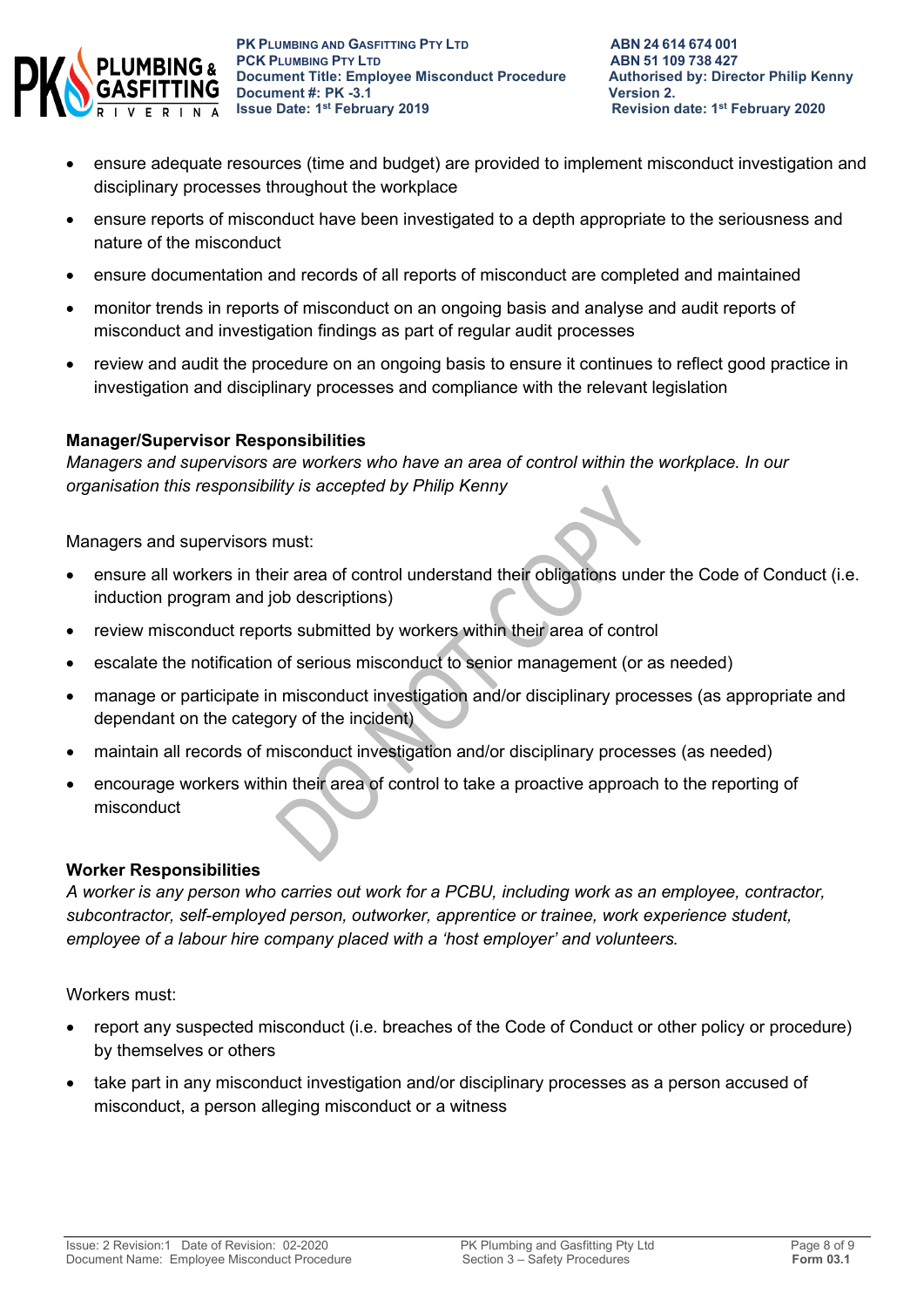- ensure adequate resources (time and budget) are provided to implement misconduct investigation and disciplinary processes throughout the workplace
- ensure reports of misconduct have been investigated to a depth appropriate to the seriousness and nature of the misconduct
- ensure documentation and records of all reports of misconduct are completed and maintained
- monitor trends in reports of misconduct on an ongoing basis and analyse and audit reports of misconduct and investigation findings as part of regular audit processes
- review and audit the procedure on an ongoing basis to ensure it continues to reflect good practice in investigation and disciplinary processes and compliance with the relevant legislation

**Manager/Supervisor Responsibilities**

*Managers and supervisors are workers who have an area of control within the workplace. In our organisation this responsibility is accepted by Philip Kenny*

Managers and supervisors must:

- ensure all workers in their area of control understand their obligations under the Code of Conduct (i.e. induction program and job descriptions)
- review misconduct reports submitted by workers within their area of control
- escalate the notification of serious misconduct to senior management (or as needed)
- manage or participate in misconduct investigation and/or disciplinary processes (as appropriate and dependant on the category of the incident)
- maintain all records of misconduct investigation and/or disciplinary processes (as needed)
- encourage workers within their area of control to take a proactive approach to the reporting of misconduct

**Worker Responsibilities**

*A worker is any person who carries out work for a PCBU, including work as an employee, contractor, subcontractor, self-employed person, outworker, apprentice or trainee, work experience student, employee of a labour hire company placed with a 'host employer' and volunteers.*

Workers must:

- report any suspected misconduct (i.e. breaches of the Code of Conduct or other policy or procedure) by themselves or others
- take part in any misconduct investigation and/or disciplinary processes as a person accused of misconduct, a person alleging misconduct or a witness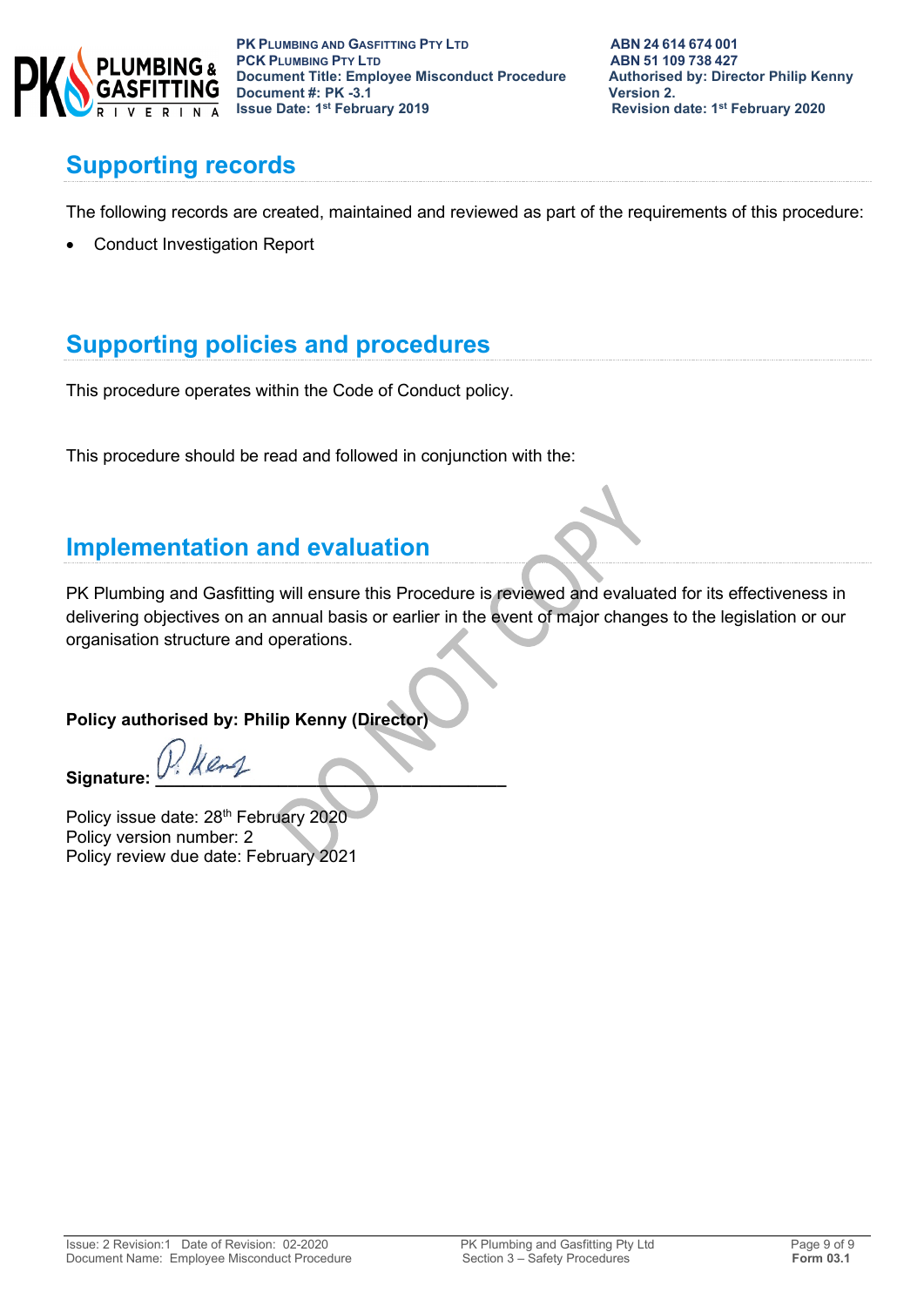## Supporting records

The following records are created, maintained and reviewed as part of the requirements of this procedure:

- Conduct Investigation Report

## Supporting policies and procedures

This procedure operates within the Code of Conduct policy.

This procedure should be read and followed in conjunction with the:

## Implementation and evaluation

PK Plumbing and Gasfitting will ensure this Procedure is reviewed and evaluated for its effectiveness in delivering objectives on an annual basis or earlier in the event of major changes to the legislation or our organisation structure and operations.

**Policy authorised by: Philip Kenny (Director)**

**Signature:** ___________________________

Policy issue date: 28th February 2020
Policy version number: 2
Policy review due date: February 2021